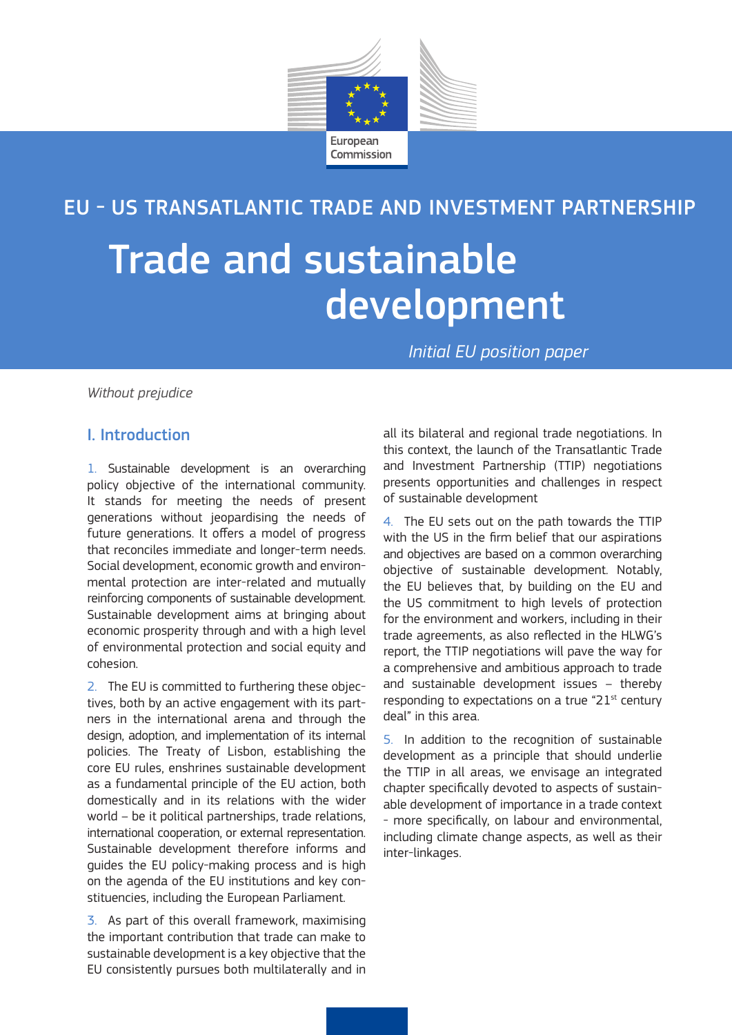European Commission

EU - US TRANSATLANTIC TRADE AND INVESTMENT PARTNERSHIP

# Trade and sustainable development

*Initial EU position paper*

*Without prejudice*

## I. Introduction

1. Sustainable development is an overarching policy objective of the international community. It stands for meeting the needs of present generations without jeopardising the needs of future generations. It offers a model of progress that reconciles immediate and longer-term needs. Social development, economic growth and environmental protection are inter-related and mutually reinforcing components of sustainable development. Sustainable development aims at bringing about economic prosperity through and with a high level of environmental protection and social equity and cohesion.

2. The EU is committed to furthering these objectives, both by an active engagement with its partners in the international arena and through the design, adoption, and implementation of its internal policies. The Treaty of Lisbon, establishing the core EU rules, enshrines sustainable development as a fundamental principle of the EU action, both domestically and in its relations with the wider world – be it political partnerships, trade relations, international cooperation, or external representation. Sustainable development therefore informs and guides the EU policy-making process and is high on the agenda of the EU institutions and key constituencies, including the European Parliament.

3. As part of this overall framework, maximising the important contribution that trade can make to sustainable development is a key objective that the EU consistently pursues both multilaterally and in all its bilateral and regional trade negotiations. In this context, the launch of the Transatlantic Trade and Investment Partnership (TTIP) negotiations presents opportunities and challenges in respect of sustainable development

4. The EU sets out on the path towards the TTIP with the US in the firm belief that our aspirations and objectives are based on a common overarching objective of sustainable development. Notably, the EU believes that, by building on the EU and the US commitment to high levels of protection for the environment and workers, including in their trade agreements, as also reflected in the HLWG's report, the TTIP negotiations will pave the way for a comprehensive and ambitious approach to trade and sustainable development issues – thereby responding to expectations on a true "21st century deal" in this area.

5. In addition to the recognition of sustainable development as a principle that should underlie the TTIP in all areas, we envisage an integrated chapter specifically devoted to aspects of sustainable development of importance in a trade context - more specifically, on labour and environmental, including climate change aspects, as well as their inter-linkages.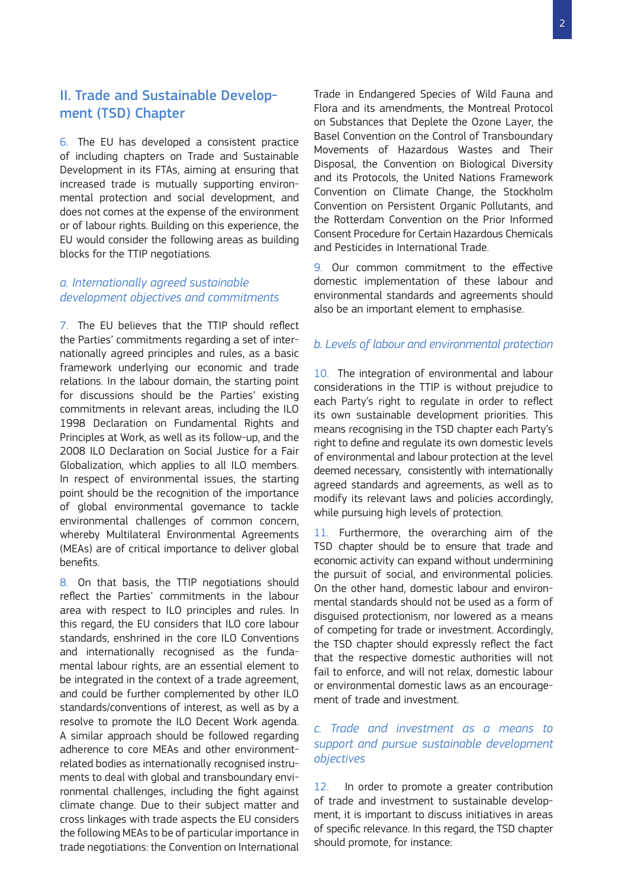## II. Trade and Sustainable Development (TSD) Chapter

6. The EU has developed a consistent practice of including chapters on Trade and Sustainable Development in its FTAs, aiming at ensuring that increased trade is mutually supporting environmental protection and social development, and does not comes at the expense of the environment or of labour rights. Building on this experience, the EU would consider the following areas as building blocks for the TTIP negotiations.

### *a. Internationally agreed sustainable development objectives and commitments*

7. The EU believes that the TTIP should reflect the Parties' commitments regarding a set of internationally agreed principles and rules, as a basic framework underlying our economic and trade relations. In the labour domain, the starting point for discussions should be the Parties' existing commitments in relevant areas, including the ILO 1998 Declaration on Fundamental Rights and Principles at Work, as well as its follow-up, and the 2008 ILO Declaration on Social Justice for a Fair Globalization, which applies to all ILO members. In respect of environmental issues, the starting point should be the recognition of the importance of global environmental governance to tackle environmental challenges of common concern, whereby Multilateral Environmental Agreements (MEAs) are of critical importance to deliver global benefits.

8. On that basis, the TTIP negotiations should reflect the Parties' commitments in the labour area with respect to ILO principles and rules. In this regard, the EU considers that ILO core labour standards, enshrined in the core ILO Conventions and internationally recognised as the fundamental labour rights, are an essential element to be integrated in the context of a trade agreement, and could be further complemented by other ILO standards/conventions of interest, as well as by a resolve to promote the ILO Decent Work agenda. A similar approach should be followed regarding adherence to core MEAs and other environment-related bodies as internationally recognised instruments to deal with global and transboundary environmental challenges, including the fight against climate change. Due to their subject matter and cross linkages with trade aspects the EU considers the following MEAs to be of particular importance in trade negotiations: the Convention on International Trade in Endangered Species of Wild Fauna and Flora and its amendments, the Montreal Protocol on Substances that Deplete the Ozone Layer, the Basel Convention on the Control of Transboundary Movements of Hazardous Wastes and Their Disposal, the Convention on Biological Diversity and its Protocols, the United Nations Framework Convention on Climate Change, the Stockholm Convention on Persistent Organic Pollutants, and the Rotterdam Convention on the Prior Informed Consent Procedure for Certain Hazardous Chemicals and Pesticides in International Trade.

9. Our common commitment to the effective domestic implementation of these labour and environmental standards and agreements should also be an important element to emphasise.

### *b. Levels of labour and environmental protection*

10. The integration of environmental and labour considerations in the TTIP is without prejudice to each Party's right to regulate in order to reflect its own sustainable development priorities. This means recognising in the TSD chapter each Party's right to define and regulate its own domestic levels of environmental and labour protection at the level deemed necessary, consistently with internationally agreed standards and agreements, as well as to modify its relevant laws and policies accordingly, while pursuing high levels of protection.

11. Furthermore, the overarching aim of the TSD chapter should be to ensure that trade and economic activity can expand without undermining the pursuit of social, and environmental policies. On the other hand, domestic labour and environmental standards should not be used as a form of disguised protectionism, nor lowered as a means of competing for trade or investment. Accordingly, the TSD chapter should expressly reflect the fact that the respective domestic authorities will not fail to enforce, and will not relax, domestic labour or environmental domestic laws as an encouragement of trade and investment.

### *c. Trade and investment as a means to support and pursue sustainable development objectives*

12. In order to promote a greater contribution of trade and investment to sustainable development, it is important to discuss initiatives in areas of specific relevance. In this regard, the TSD chapter should promote, for instance: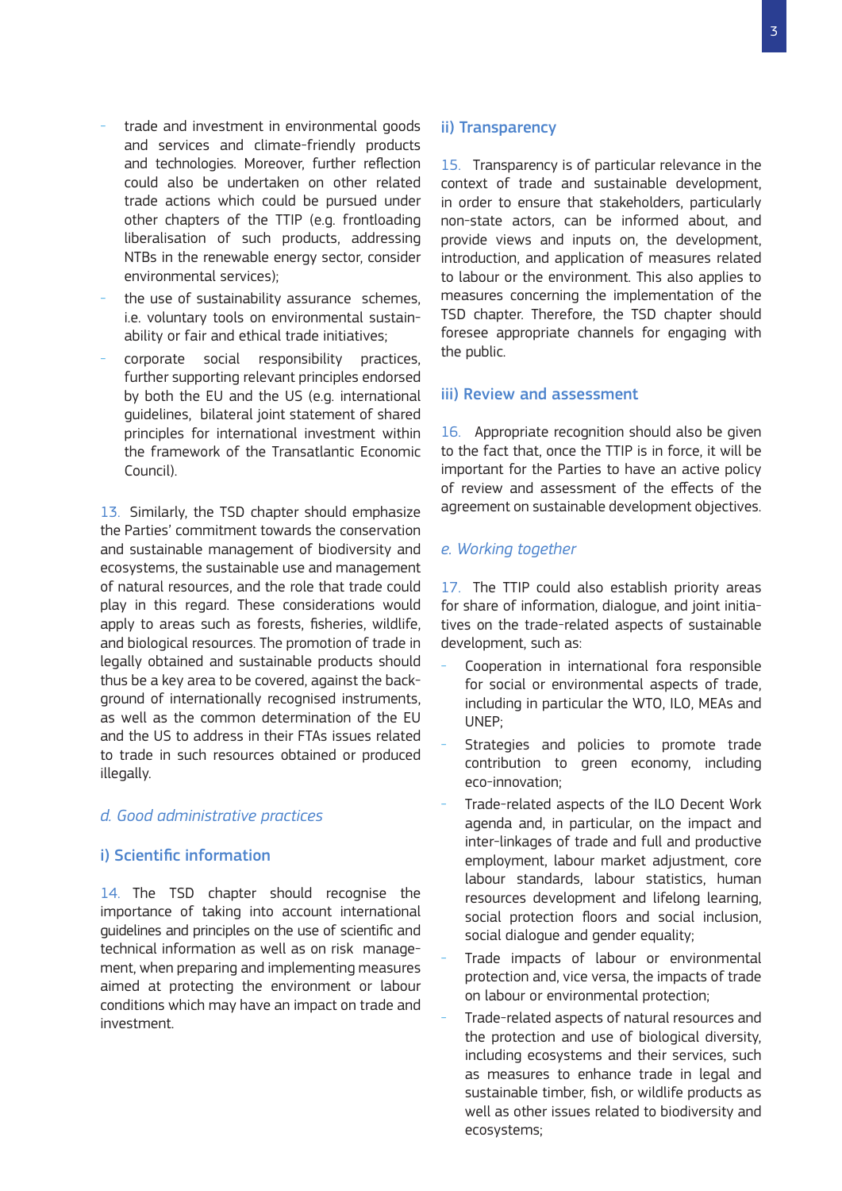- trade and investment in environmental goods and services and climate-friendly products and technologies. Moreover, further reflection could also be undertaken on other related trade actions which could be pursued under other chapters of the TTIP (e.g. frontloading liberalisation of such products, addressing NTBs in the renewable energy sector, consider environmental services);
- the use of sustainability assurance schemes, i.e. voluntary tools on environmental sustainability or fair and ethical trade initiatives;
- corporate social responsibility practices, further supporting relevant principles endorsed by both the EU and the US (e.g. international guidelines, bilateral joint statement of shared principles for international investment within the framework of the Transatlantic Economic Council).

13. Similarly, the TSD chapter should emphasize the Parties' commitment towards the conservation and sustainable management of biodiversity and ecosystems, the sustainable use and management of natural resources, and the role that trade could play in this regard. These considerations would apply to areas such as forests, fisheries, wildlife, and biological resources. The promotion of trade in legally obtained and sustainable products should thus be a key area to be covered, against the background of internationally recognised instruments, as well as the common determination of the EU and the US to address in their FTAs issues related to trade in such resources obtained or produced illegally.

### *d. Good administrative practices*

#### i) Scientific information

14. The TSD chapter should recognise the importance of taking into account international guidelines and principles on the use of scientific and technical information as well as on risk management, when preparing and implementing measures aimed at protecting the environment or labour conditions which may have an impact on trade and investment.

#### ii) Transparency

15. Transparency is of particular relevance in the context of trade and sustainable development, in order to ensure that stakeholders, particularly non-state actors, can be informed about, and provide views and inputs on, the development, introduction, and application of measures related to labour or the environment. This also applies to measures concerning the implementation of the TSD chapter. Therefore, the TSD chapter should foresee appropriate channels for engaging with the public.

#### iii) Review and assessment

16. Appropriate recognition should also be given to the fact that, once the TTIP is in force, it will be important for the Parties to have an active policy of review and assessment of the effects of the agreement on sustainable development objectives.

### *e. Working together*

17. The TTIP could also establish priority areas for share of information, dialogue, and joint initiatives on the trade-related aspects of sustainable development, such as:

- Cooperation in international fora responsible for social or environmental aspects of trade, including in particular the WTO, ILO, MEAs and UNEP;
- Strategies and policies to promote trade contribution to green economy, including eco-innovation;
- Trade-related aspects of the ILO Decent Work agenda and, in particular, on the impact and inter-linkages of trade and full and productive employment, labour market adjustment, core labour standards, labour statistics, human resources development and lifelong learning, social protection floors and social inclusion, social dialogue and gender equality;
- Trade impacts of labour or environmental protection and, vice versa, the impacts of trade on labour or environmental protection;
- Trade-related aspects of natural resources and the protection and use of biological diversity, including ecosystems and their services, such as measures to enhance trade in legal and sustainable timber, fish, or wildlife products as well as other issues related to biodiversity and ecosystems;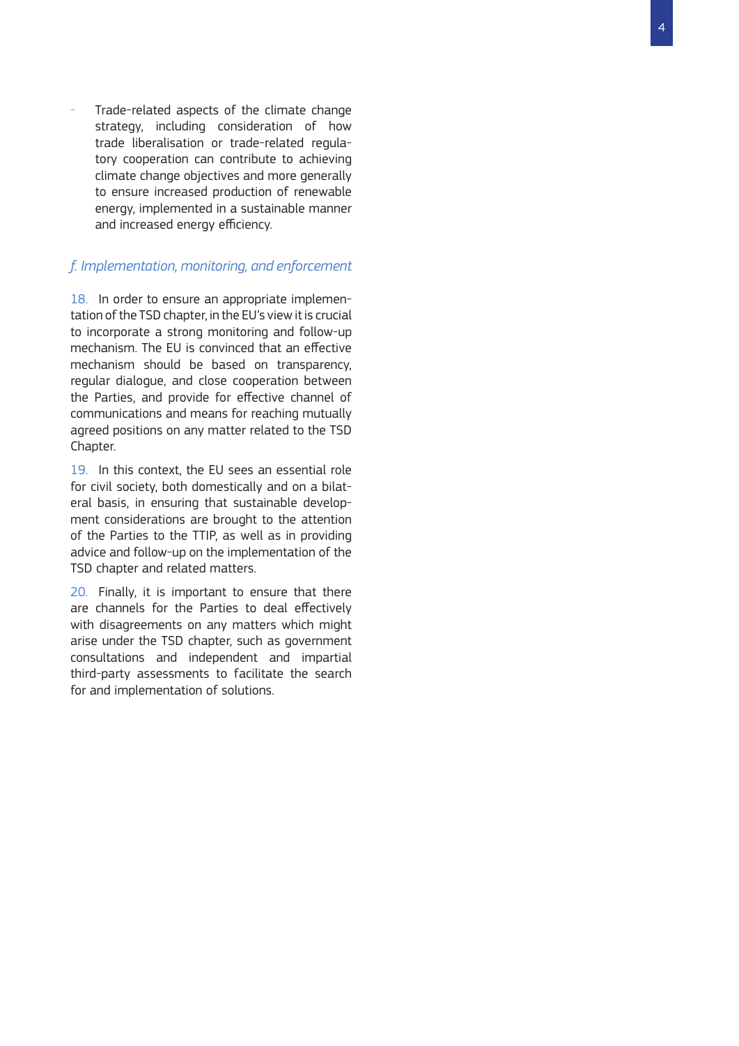- Trade-related aspects of the climate change strategy, including consideration of how trade liberalisation or trade-related regulatory cooperation can contribute to achieving climate change objectives and more generally to ensure increased production of renewable energy, implemented in a sustainable manner and increased energy efficiency.

### *f. Implementation, monitoring, and enforcement*

18. In order to ensure an appropriate implementation of the TSD chapter, in the EU's view it is crucial to incorporate a strong monitoring and follow-up mechanism. The EU is convinced that an effective mechanism should be based on transparency, regular dialogue, and close cooperation between the Parties, and provide for effective channel of communications and means for reaching mutually agreed positions on any matter related to the TSD Chapter.

19. In this context, the EU sees an essential role for civil society, both domestically and on a bilateral basis, in ensuring that sustainable development considerations are brought to the attention of the Parties to the TTIP, as well as in providing advice and follow-up on the implementation of the TSD chapter and related matters.

20. Finally, it is important to ensure that there are channels for the Parties to deal effectively with disagreements on any matters which might arise under the TSD chapter, such as government consultations and independent and impartial third-party assessments to facilitate the search for and implementation of solutions.